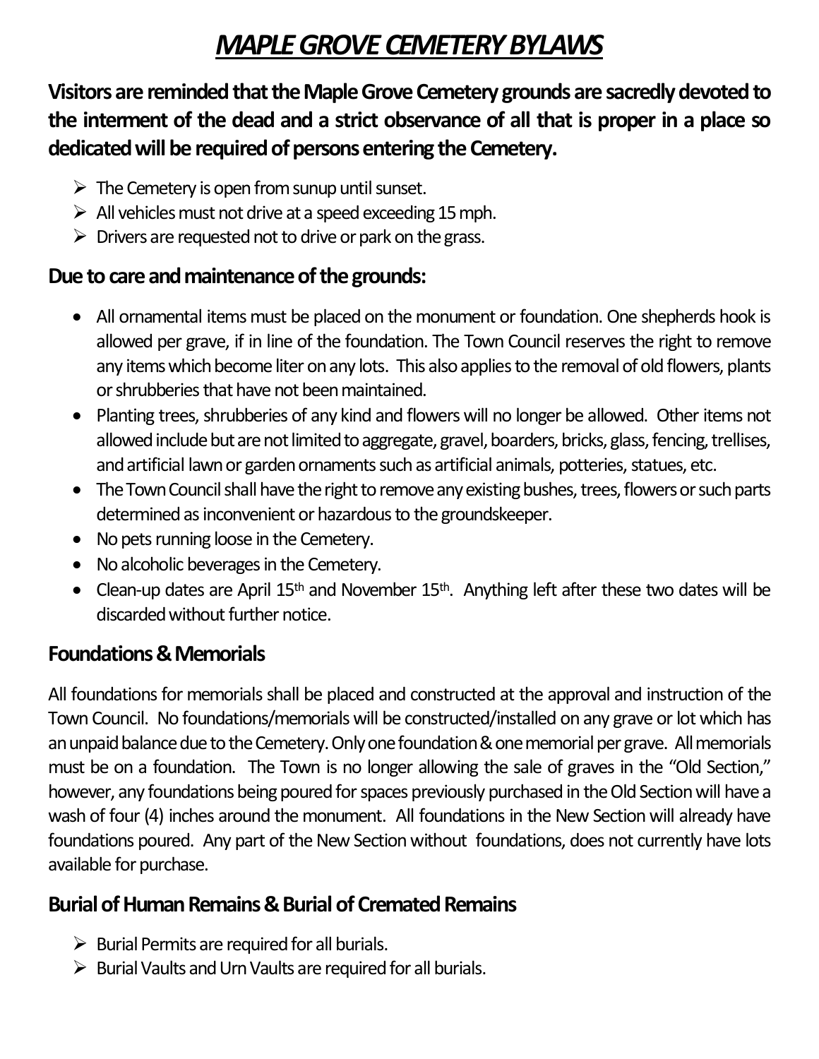# ***MAPLE GROVE CEMETERY BYLAWS***

**Visitors are reminded that the Maple Grove Cemetery grounds are sacredly devoted to the interment of the dead and a strict observance of all that is proper in a place so dedicated will be required of persons entering the Cemetery.**

- The Cemetery is open from sunup until sunset.
- All vehicles must not drive at a speed exceeding 15 mph.
- Drivers are requested not to drive or park on the grass.

## Due to care and maintenance of the grounds:

- All ornamental items must be placed on the monument or foundation. One shepherds hook is allowed per grave, if in line of the foundation. The Town Council reserves the right to remove any items which become liter on any lots. This also applies to the removal of old flowers, plants or shrubberies that have not been maintained.
- Planting trees, shrubberies of any kind and flowers will no longer be allowed. Other items not allowed include but are not limited to aggregate, gravel, boarders, bricks, glass, fencing, trellises, and artificial lawn or garden ornaments such as artificial animals, potteries, statues, etc.
- The Town Council shall have the right to remove any existing bushes, trees, flowers or such parts determined as inconvenient or hazardous to the groundskeeper.
- No pets running loose in the Cemetery.
- No alcoholic beverages in the Cemetery.
- Clean-up dates are April 15th and November 15th. Anything left after these two dates will be discarded without further notice.

## Foundations & Memorials

All foundations for memorials shall be placed and constructed at the approval and instruction of the Town Council. No foundations/memorials will be constructed/installed on any grave or lot which has an unpaid balance due to the Cemetery. Only one foundation & one memorial per grave. All memorials must be on a foundation. The Town is no longer allowing the sale of graves in the "Old Section," however, any foundations being poured for spaces previously purchased in the Old Section will have a wash of four (4) inches around the monument. All foundations in the New Section will already have foundations poured. Any part of the New Section without foundations, does not currently have lots available for purchase.

## Burial of Human Remains & Burial of Cremated Remains

- Burial Permits are required for all burials.
- Burial Vaults and Urn Vaults are required for all burials.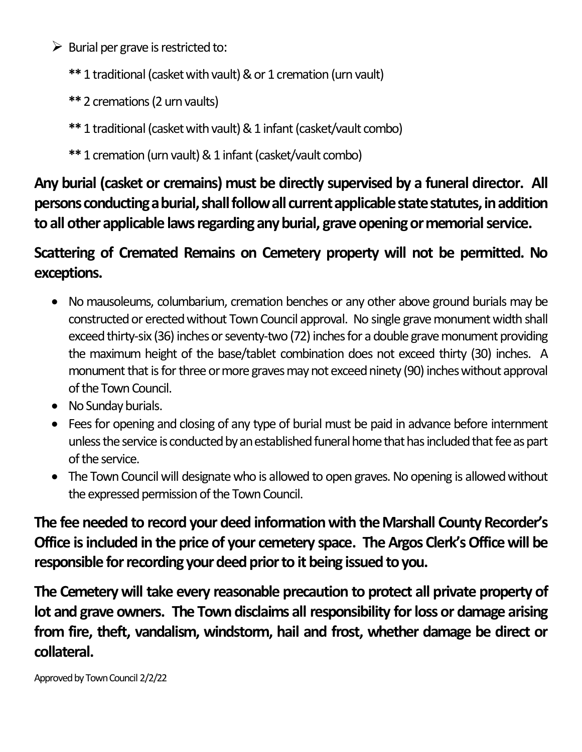- Burial per grave is restricted to:

  ** 1 traditional (casket with vault) & or 1 cremation (urn vault)

  ** 2 cremations (2 urn vaults)

  ** 1 traditional (casket with vault) & 1 infant (casket/vault combo)

  ** 1 cremation (urn vault) & 1 infant (casket/vault combo)

**Any burial (casket or cremains) must be directly supervised by a funeral director. All persons conducting a burial, shall follow all current applicable state statutes, in addition to all other applicable laws regarding any burial, grave opening or memorial service.**

**Scattering of Cremated Remains on Cemetery property will not be permitted. No exceptions.**

- No mausoleums, columbarium, cremation benches or any other above ground burials may be constructed or erected without Town Council approval. No single grave monument width shall exceed thirty-six (36) inches or seventy-two (72) inches for a double grave monument providing the maximum height of the base/tablet combination does not exceed thirty (30) inches. A monument that is for three or more graves may not exceed ninety (90) inches without approval of the Town Council.
- No Sunday burials.
- Fees for opening and closing of any type of burial must be paid in advance before internment unless the service is conducted by an established funeral home that has included that fee as part of the service.
- The Town Council will designate who is allowed to open graves. No opening is allowed without the expressed permission of the Town Council.

**The fee needed to record your deed information with the Marshall County Recorder's Office is included in the price of your cemetery space. The Argos Clerk's Office will be responsible for recording your deed prior to it being issued to you.**

**The Cemetery will take every reasonable precaution to protect all private property of lot and grave owners. The Town disclaims all responsibility for loss or damage arising from fire, theft, vandalism, windstorm, hail and frost, whether damage be direct or collateral.**

Approved by Town Council 2/2/22